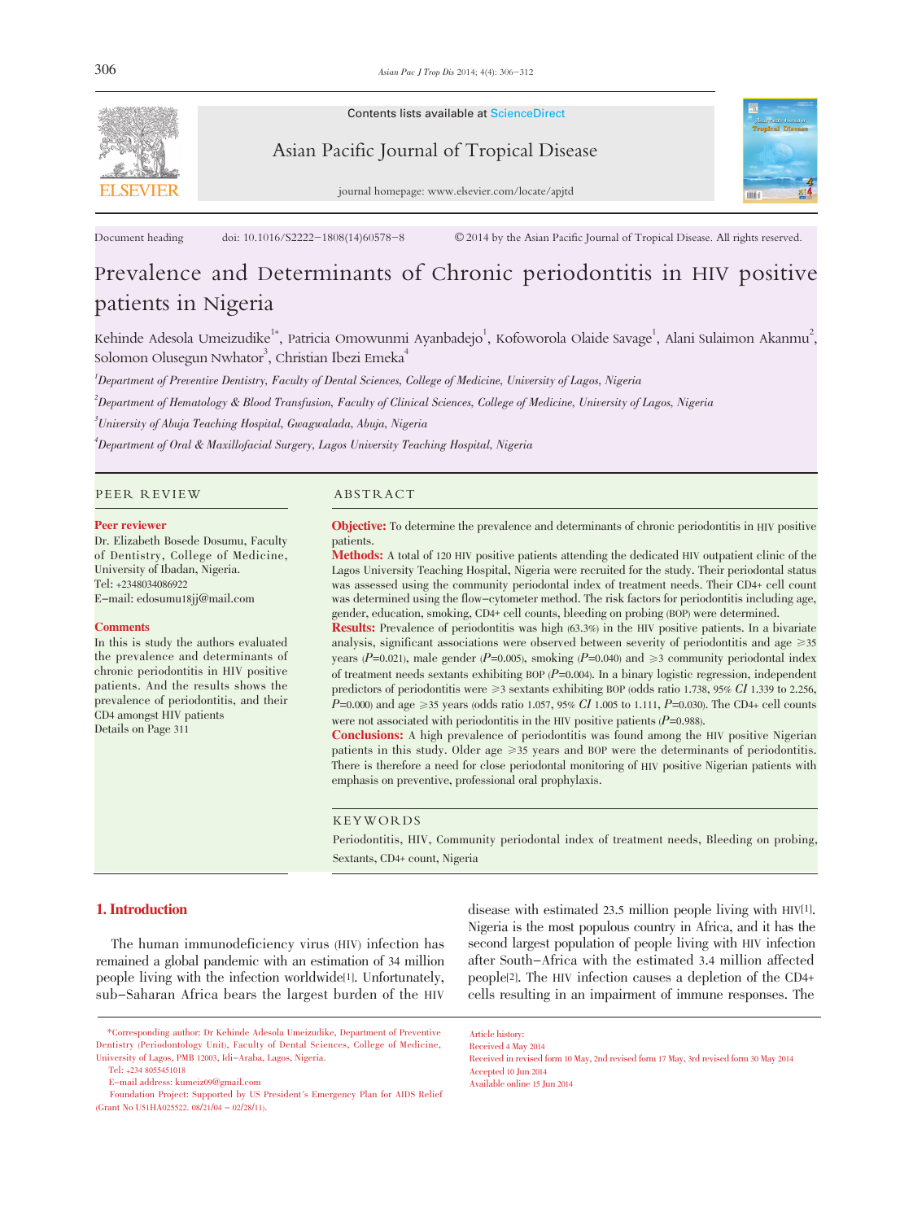Contents lists available at ScienceDirect

Asian Pacific Journal of Tropical Disease

journal homepage: www.elsevier.com/locate/apjtd

Document heading doi: 10.1016/S2222-1808(14)60578-8 © 2014 by the Asian Pacific Journal of Tropical Disease. All rights reserved.

# Prevalence and Determinants of Chronic periodontitis in HIV positive patients in Nigeria

Kehinde Adesola Umeizudike[1*], Patricia Omowunmi Ayanbadejo[1], Kofoworola Olaide Savage[1], Alani Sulaimon Akanmu[2], Solomon Olusegun Nwhator[3], Christian Ibezi Emeka[4]

[1]*Department of Preventive Dentistry, Faculty of Dental Sciences, College of Medicine, University of Lagos, Nigeria*

[2]*Department of Hematology & Blood Transfusion, Faculty of Clinical Sciences, College of Medicine, University of Lagos, Nigeria*

[3]*University of Abuja Teaching Hospital, Gwagwalada, Abuja, Nigeria*

[4]*Department of Oral & Maxillofacial Surgery, Lagos University Teaching Hospital, Nigeria*

## PEER REVIEW

**Peer reviewer**

Dr. Elizabeth Bosede Dosumu, Faculty of Dentistry, College of Medicine, University of Ibadan, Nigeria.
Tel: +2348034086922
E-mail: edosumu18jj@mail.com

**Comments**

In this is study the authors evaluated the prevalence and determinants of chronic periodontitis in HIV positive patients. And the results shows the prevalence of periodontitis, and their CD4 amongst HIV patients
Details on Page 311

## ABSTRACT

**Objective:** To determine the prevalence and determinants of chronic periodontitis in HIV positive patients.

**Methods:** A total of 120 HIV positive patients attending the dedicated HIV outpatient clinic of the Lagos University Teaching Hospital, Nigeria were recruited for the study. Their periodontal status was assessed using the community periodontal index of treatment needs. Their CD4+ cell count was determined using the flow-cytometer method. The risk factors for periodontitis including age, gender, education, smoking, CD4+ cell counts, bleeding on probing (BOP) were determined.

**Results:** Prevalence of periodontitis was high (63.3%) in the HIV positive patients. In a bivariate analysis, significant associations were observed between severity of periodontitis and age ≥35 years ($P$=0.021), male gender ($P$=0.005), smoking ($P$=0.040) and ≥3 community periodontal index of treatment needs sextants exhibiting BOP ($P$=0.004). In a binary logistic regression, independent predictors of periodontitis were ≥3 sextants exhibiting BOP (odds ratio 1.738, 95% $CI$ 1.339 to 2.256, $P$=0.000) and age ≥35 years (odds ratio 1.057, 95% $CI$ 1.005 to 1.111, $P$=0.030). The CD4+ cell counts were not associated with periodontitis in the HIV positive patients ($P$=0.988).

**Conclusions:** A high prevalence of periodontitis was found among the HIV positive Nigerian patients in this study. Older age ≥35 years and BOP were the determinants of periodontitis. There is therefore a need for close periodontal monitoring of HIV positive Nigerian patients with emphasis on preventive, professional oral prophylaxis.

## KEYWORDS

Periodontitis, HIV, Community periodontal index of treatment needs, Bleeding on probing, Sextants, CD4+ count, Nigeria

## 1. Introduction

The human immunodeficiency virus (HIV) infection has remained a global pandemic with an estimation of 34 million people living with the infection worldwide[1]. Unfortunately, sub-Saharan Africa bears the largest burden of the HIV disease with estimated 23.5 million people living with HIV[1]. Nigeria is the most populous country in Africa, and it has the second largest population of people living with HIV infection after South-Africa with the estimated 3.4 million affected people[2]. The HIV infection causes a depletion of the CD4+ cells resulting in an impairment of immune responses. The

\*Corresponding author: Dr Kehinde Adesola Umeizudike, Department of Preventive Dentistry (Periodontology Unit), Faculty of Dental Sciences, College of Medicine, University of Lagos, PMB 12003, Idi-Araba, Lagos, Nigeria.
Tel: +234 8055451018
E-mail address: kumeiz09@gmail.com
Foundation Project: Supported by US President's Emergency Plan for AIDS Relief (Grant No U51HA025522. 08/21/04 - 02/28/11).

Article history:
Received 4 May 2014
Received in revised form 10 May, 2nd revised form 17 May, 3rd revised form 30 May 2014
Accepted 10 Jun 2014
Available online 15 Jun 2014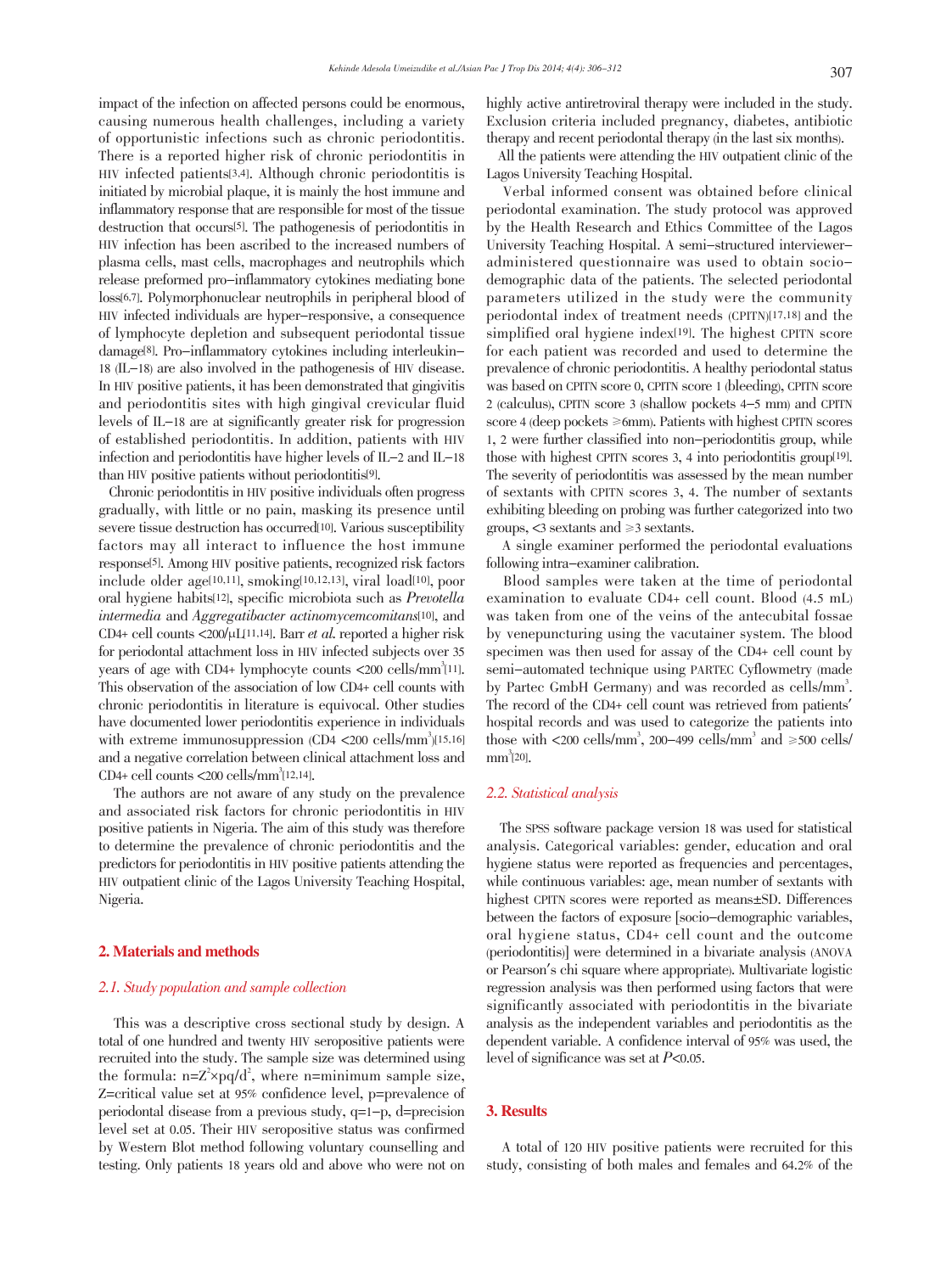impact of the infection on affected persons could be enormous, causing numerous health challenges, including a variety of opportunistic infections such as chronic periodontitis. There is a reported higher risk of chronic periodontitis in HIV infected patients[3,4]. Although chronic periodontitis is initiated by microbial plaque, it is mainly the host immune and inflammatory response that are responsible for most of the tissue destruction that occurs[5]. The pathogenesis of periodontitis in HIV infection has been ascribed to the increased numbers of plasma cells, mast cells, macrophages and neutrophils which release preformed pro-inflammatory cytokines mediating bone loss[6,7]. Polymorphonuclear neutrophils in peripheral blood of HIV infected individuals are hyper-responsive, a consequence of lymphocyte depletion and subsequent periodontal tissue damage[8]. Pro-inflammatory cytokines including interleukin-18 (IL-18) are also involved in the pathogenesis of HIV disease. In HIV positive patients, it has been demonstrated that gingivitis and periodontitis sites with high gingival crevicular fluid levels of IL-18 are at significantly greater risk for progression of established periodontitis. In addition, patients with HIV infection and periodontitis have higher levels of IL-2 and IL-18 than HIV positive patients without periodontitis[9].

Chronic periodontitis in HIV positive individuals often progress gradually, with little or no pain, masking its presence until severe tissue destruction has occurred[10]. Various susceptibility factors may all interact to influence the host immune response[5]. Among HIV positive patients, recognized risk factors include older age[10,11], smoking[10,12,13], viral load[10], poor oral hygiene habits[12], specific microbiota such as *Prevotella intermedia* and *Aggregatibacter actinomycemcomitans*[10], and CD4+ cell counts <200/μL[11,14]. Barr *et al.* reported a higher risk for periodontal attachment loss in HIV infected subjects over 35 years of age with CD4+ lymphocyte counts <200 cells/mm$^3$[11]. This observation of the association of low CD4+ cell counts with chronic periodontitis in literature is equivocal. Other studies have documented lower periodontitis experience in individuals with extreme immunosuppression (CD4 <200 cells/mm$^3$)[15,16] and a negative correlation between clinical attachment loss and CD4+ cell counts <200 cells/mm$^3$[12,14].

The authors are not aware of any study on the prevalence and associated risk factors for chronic periodontitis in HIV positive patients in Nigeria. The aim of this study was therefore to determine the prevalence of chronic periodontitis and the predictors for periodontitis in HIV positive patients attending the HIV outpatient clinic of the Lagos University Teaching Hospital, Nigeria.

## 2. Materials and methods

### 2.1. Study population and sample collection

This was a descriptive cross sectional study by design. A total of one hundred and twenty HIV seropositive patients were recruited into the study. The sample size was determined using the formula: $n=Z^2\times pq/d^2$, where n=minimum sample size, Z=critical value set at 95% confidence level, p=prevalence of periodontal disease from a previous study, q=1-p, d=precision level set at 0.05. Their HIV seropositive status was confirmed by Western Blot method following voluntary counselling and testing. Only patients 18 years old and above who were not on highly active antiretroviral therapy were included in the study. Exclusion criteria included pregnancy, diabetes, antibiotic therapy and recent periodontal therapy (in the last six months).

All the patients were attending the HIV outpatient clinic of the Lagos University Teaching Hospital.

Verbal informed consent was obtained before clinical periodontal examination. The study protocol was approved by the Health Research and Ethics Committee of the Lagos University Teaching Hospital. A semi-structured interviewer-administered questionnaire was used to obtain socio-demographic data of the patients. The selected periodontal parameters utilized in the study were the community periodontal index of treatment needs (CPITN)[17,18] and the simplified oral hygiene index[19]. The highest CPITN score for each patient was recorded and used to determine the prevalence of chronic periodontitis. A healthy periodontal status was based on CPITN score 0, CPITN score 1 (bleeding), CPITN score 2 (calculus), CPITN score 3 (shallow pockets 4-5 mm) and CPITN score 4 (deep pockets ≥6mm). Patients with highest CPITN scores 1, 2 were further classified into non-periodontitis group, while those with highest CPITN scores 3, 4 into periodontitis group[19]. The severity of periodontitis was assessed by the mean number of sextants with CPITN scores 3, 4. The number of sextants exhibiting bleeding on probing was further categorized into two groups, <3 sextants and ≥3 sextants.

A single examiner performed the periodontal evaluations following intra-examiner calibration.

Blood samples were taken at the time of periodontal examination to evaluate CD4+ cell count. Blood (4.5 mL) was taken from one of the veins of the antecubital fossae by venepuncturing using the vacutainer system. The blood specimen was then used for assay of the CD4+ cell count by semi-automated technique using PARTEC Cyflowmetry (made by Partec GmbH Germany) and was recorded as cells/mm$^3$. The record of the CD4+ cell count was retrieved from patients' hospital records and was used to categorize the patients into those with <200 cells/mm$^3$, 200-499 cells/mm$^3$ and ≥500 cells/mm$^3$[20].

### 2.2. Statistical analysis

The SPSS software package version 18 was used for statistical analysis. Categorical variables: gender, education and oral hygiene status were reported as frequencies and percentages, while continuous variables: age, mean number of sextants with highest CPITN scores were reported as means±SD. Differences between the factors of exposure [socio-demographic variables, oral hygiene status, CD4+ cell count and the outcome (periodontitis)] were determined in a bivariate analysis (ANOVA or Pearson's chi square where appropriate). Multivariate logistic regression analysis was then performed using factors that were significantly associated with periodontitis in the bivariate analysis as the independent variables and periodontitis as the dependent variable. A confidence interval of 95% was used, the level of significance was set at $P<0.05$.

## 3. Results

A total of 120 HIV positive patients were recruited for this study, consisting of both males and females and 64.2% of the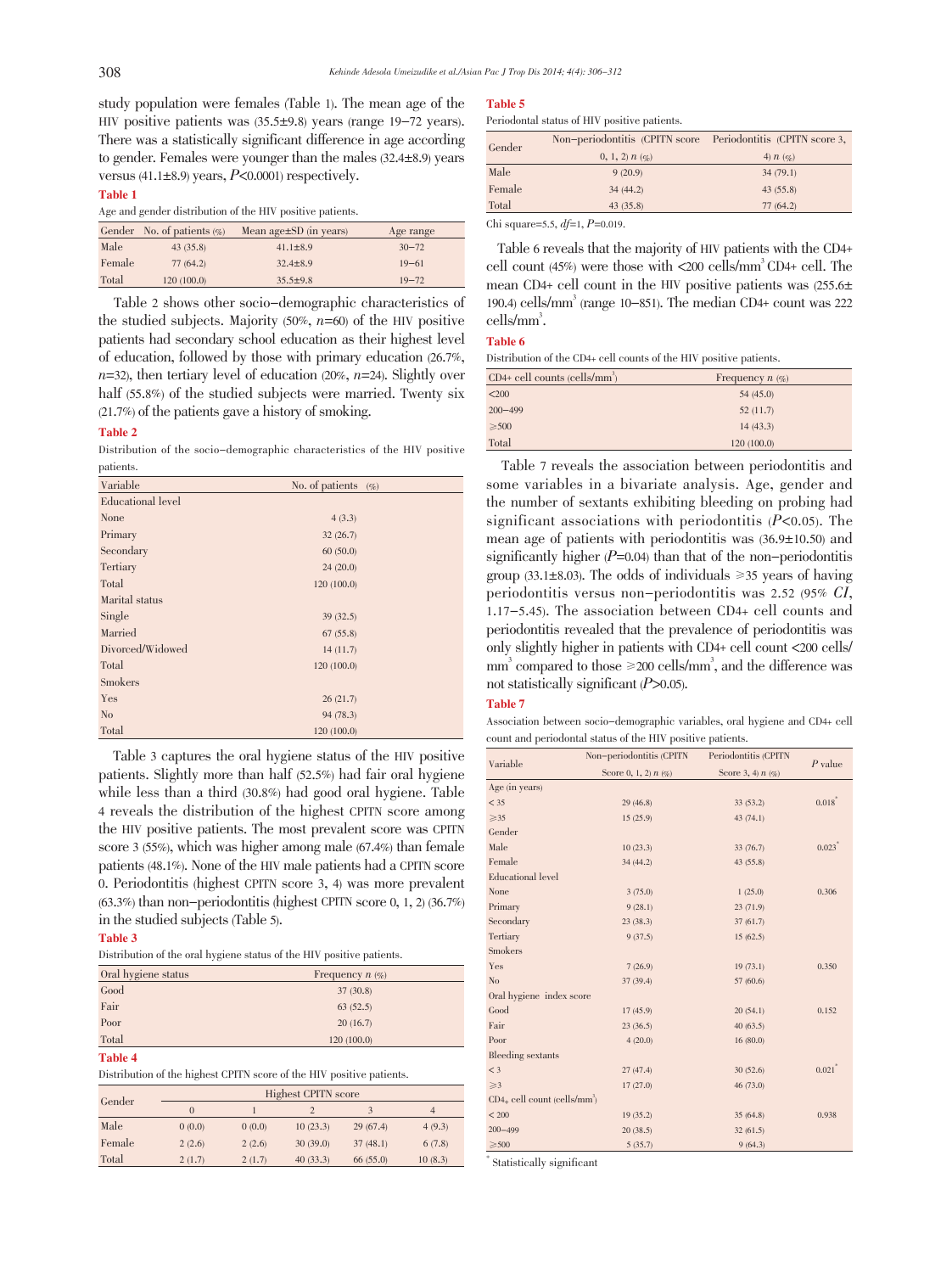study population were females (Table 1). The mean age of the HIV positive patients was (35.5±9.8) years (range 19–72 years). There was a statistically significant difference in age according to gender. Females were younger than the males (32.4±8.9) years versus (41.1±8.9) years, $P<0.0001$) respectively.

**Table 1**

Age and gender distribution of the HIV positive patients.

| Gender | No. of patients (%) | Mean age±SD (in years) | Age range |
|---|---|---|---|
| Male | 43 (35.8) | 41.1±8.9 | 30–72 |
| Female | 77 (64.2) | 32.4±8.9 | 19–61 |
| Total | 120 (100.0) | 35.5±9.8 | 19–72 |

Table 2 shows other socio-demographic characteristics of the studied subjects. Majority (50%, $n$=60) of the HIV positive patients had secondary school education as their highest level of education, followed by those with primary education (26.7%, $n$=32), then tertiary level of education (20%, $n$=24). Slightly over half (55.8%) of the studied subjects were married. Twenty six (21.7%) of the patients gave a history of smoking.

**Table 2**

Distribution of the socio-demographic characteristics of the HIV positive patients.

| Variable | No. of patients (%) |
|---|---|
| Educational level | |
| None | 4 (3.3) |
| Primary | 32 (26.7) |
| Secondary | 60 (50.0) |
| Tertiary | 24 (20.0) |
| Total | 120 (100.0) |
| Marital status | |
| Single | 39 (32.5) |
| Married | 67 (55.8) |
| Divorced/Widowed | 14 (11.7) |
| Total | 120 (100.0) |
| Smokers | |
| Yes | 26 (21.7) |
| No | 94 (78.3) |
| Total | 120 (100.0) |

Table 3 captures the oral hygiene status of the HIV positive patients. Slightly more than half (52.5%) had fair oral hygiene while less than a third (30.8%) had good oral hygiene. Table 4 reveals the distribution of the highest CPITN score among the HIV positive patients. The most prevalent score was CPITN score 3 (55%), which was higher among male (67.4%) than female patients (48.1%). None of the HIV male patients had a CPITN score 0. Periodontitis (highest CPITN score 3, 4) was more prevalent (63.3%) than non-periodontitis (highest CPITN score 0, 1, 2) (36.7%) in the studied subjects (Table 5).

**Table 3**

Distribution of the oral hygiene status of the HIV positive patients.

| Oral hygiene status | Frequency $n$ (%) |
|---|---|
| Good | 37 (30.8) |
| Fair | 63 (52.5) |
| Poor | 20 (16.7) |
| Total | 120 (100.0) |

**Table 4**

Distribution of the highest CPITN score of the HIV positive patients.

| Gender | Highest CPITN score | | | | |
|---|---|---|---|---|---|
| | 0 | 1 | 2 | 3 | 4 |
| Male | 0 (0.0) | 0 (0.0) | 10 (23.3) | 29 (67.4) | 4 (9.3) |
| Female | 2 (2.6) | 2 (2.6) | 30 (39.0) | 37 (48.1) | 6 (7.8) |
| Total | 2 (1.7) | 2 (1.7) | 40 (33.3) | 66 (55.0) | 10 (8.3) |

**Table 5**

Periodontal status of HIV positive patients.

| Gender | Non-periodontitis (CPITN score 0, 1, 2) $n$ (%) | Periodontitis (CPITN score 3, 4) $n$ (%) |
|---|---|---|
| Male | 9 (20.9) | 34 (79.1) |
| Female | 34 (44.2) | 43 (55.8) |
| Total | 43 (35.8) | 77 (64.2) |

Chi square=5.5, $df$=1, $P$=0.019.

Table 6 reveals that the majority of HIV patients with the CD4+ cell count (45%) were those with <200 cells/mm$^3$ CD4+ cell. The mean CD4+ cell count in the HIV positive patients was (255.6±190.4) cells/mm$^3$ (range 10–851). The median CD4+ count was 222 cells/mm$^3$.

**Table 6**

Distribution of the CD4+ cell counts of the HIV positive patients.

| CD4+ cell counts (cells/mm$^3$) | Frequency $n$ (%) |
|---|---|
| <200 | 54 (45.0) |
| 200–499 | 52 (11.7) |
| ≥500 | 14 (43.3) |
| Total | 120 (100.0) |

Table 7 reveals the association between periodontitis and some variables in a bivariate analysis. Age, gender and the number of sextants exhibiting bleeding on probing had significant associations with periodontitis ($P<0.05$). The mean age of patients with periodontitis was (36.9±10.50) and significantly higher ($P$=0.04) than that of the non-periodontitis group (33.1±8.03). The odds of individuals ≥35 years of having periodontitis versus non-periodontitis was 2.52 (95% $CI$, 1.17–5.45). The association between CD4+ cell counts and periodontitis revealed that the prevalence of periodontitis was only slightly higher in patients with CD4+ cell count <200 cells/mm$^3$ compared to those ≥200 cells/mm$^3$, and the difference was not statistically significant ($P>0.05$).

**Table 7**

Association between socio-demographic variables, oral hygiene and CD4+ cell count and periodontal status of the HIV positive patients.

| Variable | Non-periodontitis (CPITN Score 0, 1, 2) $n$ (%) | Periodontitis (CPITN Score 3, 4) $n$ (%) | $P$ value |
|---|---|---|---|
| Age (in years) | | | |
| < 35 | 29 (46.8) | 33 (53.2) | 0.018* |
| ≥35 | 15 (25.9) | 43 (74.1) | |
| Gender | | | |
| Male | 10 (23.3) | 33 (76.7) | 0.023* |
| Female | 34 (44.2) | 43 (55.8) | |
| Educational level | | | |
| None | 3 (75.0) | 1 (25.0) | 0.306 |
| Primary | 9 (28.1) | 23 (71.9) | |
| Secondary | 23 (38.3) | 37 (61.7) | |
| Tertiary | 9 (37.5) | 15 (62.5) | |
| Smokers | | | |
| Yes | 7 (26.9) | 19 (73.1) | 0.350 |
| No | 37 (39.4) | 57 (60.6) | |
| Oral hygiene index score | | | |
| Good | 17 (45.9) | 20 (54.1) | 0.152 |
| Fair | 23 (36.5) | 40 (63.5) | |
| Poor | 4 (20.0) | 16 (80.0) | |
| Bleeding sextants | | | |
| < 3 | 27 (47.4) | 30 (52.6) | 0.021* |
| ≥3 | 17 (27.0) | 46 (73.0) | |
| $CD4_+$ cell count (cells/mm$^3$) | | | |
| < 200 | 19 (35.2) | 35 (64.8) | 0.938 |
| 200–499 | 20 (38.5) | 32 (61.5) | |
| ≥500 | 5 (35.7) | 9 (64.3) | |

* Statistically significant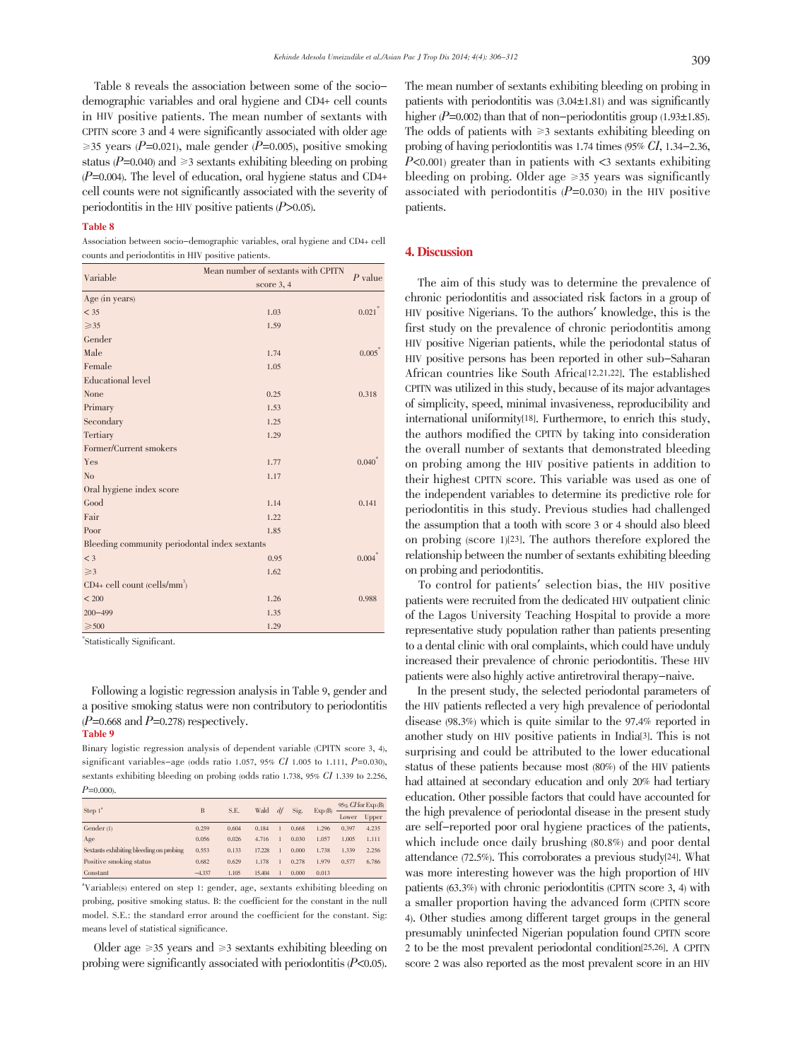Table 8 reveals the association between some of the socio–demographic variables and oral hygiene and CD4+ cell counts in HIV positive patients. The mean number of sextants with CPITN score 3 and 4 were significantly associated with older age ≥35 years (*P*=0.021), male gender (*P*=0.005), positive smoking status (*P*=0.040) and ≥3 sextants exhibiting bleeding on probing (*P*=0.004). The level of education, oral hygiene status and CD4+ cell counts were not significantly associated with the severity of periodontitis in the HIV positive patients (*P*>0.05).

**Table 8**

Association between socio–demographic variables, oral hygiene and CD4+ cell counts and periodontitis in HIV positive patients.

| Variable | Mean number of sextants with CPITN score 3, 4 | *P* value |
|---|---|---|
| Age (in years) | | |
| < 35 | 1.03 | 0.021* |
| ≥35 | 1.59 | |
| Gender | | |
| Male | 1.74 | 0.005* |
| Female | 1.05 | |
| Educational level | | |
| None | 0.25 | 0.318 |
| Primary | 1.53 | |
| Secondary | 1.25 | |
| Tertiary | 1.29 | |
| Former/Current smokers | | |
| Yes | 1.77 | 0.040* |
| No | 1.17 | |
| Oral hygiene index score | | |
| Good | 1.14 | 0.141 |
| Fair | 1.22 | |
| Poor | 1.85 | |
| Bleeding community periodontal index sextants | | |
| < 3 | 0.95 | 0.004* |
| ≥3 | 1.62 | |
| CD4+ cell count (cells/mm$^3$) | | |
| < 200 | 1.26 | 0.988 |
| 200–499 | 1.35 | |
| ≥500 | 1.29 | |

*Statistically Significant.

Following a logistic regression analysis in Table 9, gender and a positive smoking status were non contributory to periodontitis (*P*=0.668 and *P*=0.278) respectively.

**Table 9**

Binary logistic regression analysis of dependent variable (CPITN score 3, 4), significant variables–age (odds ratio 1.057, 95% *CI* 1.005 to 1.111, *P*=0.030), sextants exhibiting bleeding on probing (odds ratio 1.738, 95% *CI* 1.339 to 2.256, *P*=0.000).

| Step 1[a] | B | S.E. | Wald | *df* | Sig. | Exp (B) | 95% *CI* for Exp (B) | |
|---|---|---|---|---|---|---|---|---|
| | | | | | | | Lower | Upper |
| Gender (1) | 0.259 | 0.604 | 0.184 | 1 | 0.668 | 1.296 | 0.397 | 4.235 |
| Age | 0.056 | 0.026 | 4.716 | 1 | 0.030 | 1.057 | 1.005 | 1.111 |
| Sextants exhibiting bleeding on probing | 0.553 | 0.133 | 17.228 | 1 | 0.000 | 1.738 | 1.339 | 2.256 |
| Positive smoking status | 0.682 | 0.629 | 1.178 | 1 | 0.278 | 1.979 | 0.577 | 6.786 |
| Constant | –4.337 | 1.105 | 15.404 | 1 | 0.000 | 0.013 | | |

[a]Variable(s) entered on step 1: gender, age, sextants exhibiting bleeding on probing, positive smoking status. B: the coefficient for the constant in the null model. S.E.: the standard error around the coefficient for the constant. Sig: means level of statistical significance.

Older age ≥35 years and ≥3 sextants exhibiting bleeding on probing were significantly associated with periodontitis (*P*<0.05). The mean number of sextants exhibiting bleeding on probing in patients with periodontitis was (3.04±1.81) and was significantly higher (*P*=0.002) than that of non–periodontitis group (1.93±1.85). The odds of patients with ≥3 sextants exhibiting bleeding on probing of having periodontitis was 1.74 times (95% *CI*, 1.34–2.36, *P*<0.001) greater than in patients with <3 sextants exhibiting bleeding on probing. Older age ≥35 years was significantly associated with periodontitis (*P*=0.030) in the HIV positive patients.

## 4. Discussion

The aim of this study was to determine the prevalence of chronic periodontitis and associated risk factors in a group of HIV positive Nigerians. To the authors' knowledge, this is the first study on the prevalence of chronic periodontitis among HIV positive Nigerian patients, while the periodontal status of HIV positive persons has been reported in other sub–Saharan African countries like South Africa[12,21,22]. The established CPITN was utilized in this study, because of its major advantages of simplicity, speed, minimal invasiveness, reproducibility and international uniformity[18]. Furthermore, to enrich this study, the authors modified the CPITN by taking into consideration the overall number of sextants that demonstrated bleeding on probing among the HIV positive patients in addition to their highest CPITN score. This variable was used as one of the independent variables to determine its predictive role for periodontitis in this study. Previous studies had challenged the assumption that a tooth with score 3 or 4 should also bleed on probing (score 1)[23]. The authors therefore explored the relationship between the number of sextants exhibiting bleeding on probing and periodontitis.

To control for patients' selection bias, the HIV positive patients were recruited from the dedicated HIV outpatient clinic of the Lagos University Teaching Hospital to provide a more representative study population rather than patients presenting to a dental clinic with oral complaints, which could have unduly increased their prevalence of chronic periodontitis. These HIV patients were also highly active antiretroviral therapy–naive.

In the present study, the selected periodontal parameters of the HIV patients reflected a very high prevalence of periodontal disease (98.3%) which is quite similar to the 97.4% reported in another study on HIV positive patients in India[3]. This is not surprising and could be attributed to the lower educational status of these patients because most (80%) of the HIV patients had attained at secondary education and only 20% had tertiary education. Other possible factors that could have accounted for the high prevalence of periodontal disease in the present study are self–reported poor oral hygiene practices of the patients, which include once daily brushing (80.8%) and poor dental attendance (72.5%). This corroborates a previous study[24]. What was more interesting however was the high proportion of HIV patients (63.3%) with chronic periodontitis (CPITN score 3, 4) with a smaller proportion having the advanced form (CPITN score 4). Other studies among different target groups in the general presumably uninfected Nigerian population found CPITN score 2 to be the most prevalent periodontal condition[25,26]. A CPITN score 2 was also reported as the most prevalent score in an HIV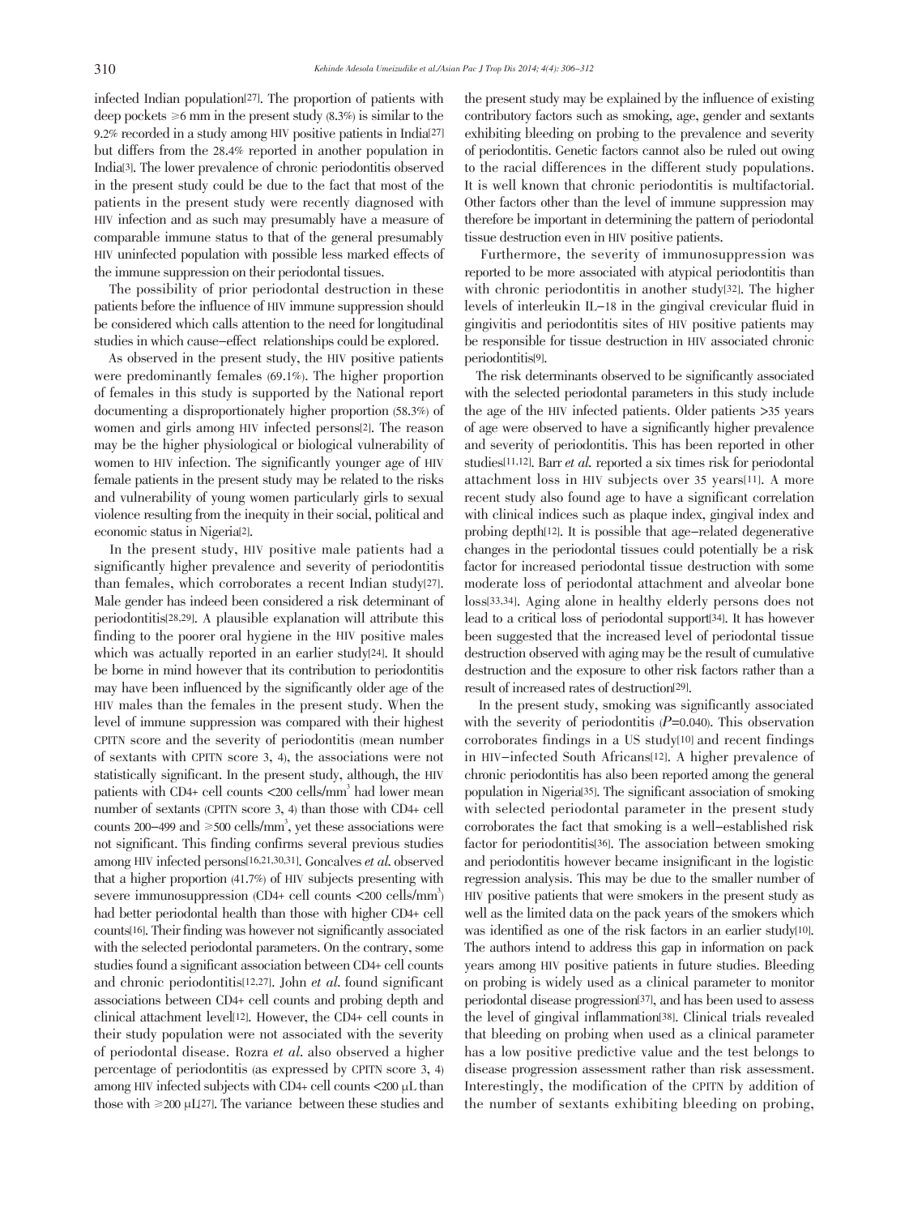infected Indian population[27]. The proportion of patients with deep pockets ≥6 mm in the present study (8.3%) is similar to the 9.2% recorded in a study among HIV positive patients in India[27] but differs from the 28.4% reported in another population in India[3]. The lower prevalence of chronic periodontitis observed in the present study could be due to the fact that most of the patients in the present study were recently diagnosed with HIV infection and as such may presumably have a measure of comparable immune status to that of the general presumably HIV uninfected population with possible less marked effects of the immune suppression on their periodontal tissues.

The possibility of prior periodontal destruction in these patients before the influence of HIV immune suppression should be considered which calls attention to the need for longitudinal studies in which cause-effect relationships could be explored.

As observed in the present study, the HIV positive patients were predominantly females (69.1%). The higher proportion of females in this study is supported by the National report documenting a disproportionately higher proportion (58.3%) of women and girls among HIV infected persons[2]. The reason may be the higher physiological or biological vulnerability of women to HIV infection. The significantly younger age of HIV female patients in the present study may be related to the risks and vulnerability of young women particularly girls to sexual violence resulting from the inequity in their social, political and economic status in Nigeria[2].

In the present study, HIV positive male patients had a significantly higher prevalence and severity of periodontitis than females, which corroborates a recent Indian study[27]. Male gender has indeed been considered a risk determinant of periodontitis[28,29]. A plausible explanation will attribute this finding to the poorer oral hygiene in the HIV positive males which was actually reported in an earlier study[24]. It should be borne in mind however that its contribution to periodontitis may have been influenced by the significantly older age of the HIV males than the females in the present study. When the level of immune suppression was compared with their highest CPITN score and the severity of periodontitis (mean number of sextants with CPITN score 3, 4), the associations were not statistically significant. In the present study, although, the HIV patients with CD4+ cell counts <200 cells/mm$^3$ had lower mean number of sextants (CPITN score 3, 4) than those with CD4+ cell counts 200-499 and ≥500 cells/mm$^3$, yet these associations were not significant. This finding confirms several previous studies among HIV infected persons[16,21,30,31]. Goncalves *et al.* observed that a higher proportion (41.7%) of HIV subjects presenting with severe immunosuppression (CD4+ cell counts <200 cells/mm$^3$) had better periodontal health than those with higher CD4+ cell counts[16]. Their finding was however not significantly associated with the selected periodontal parameters. On the contrary, some studies found a significant association between CD4+ cell counts and chronic periodontitis[12,27]. John *et al.* found significant associations between CD4+ cell counts and probing depth and clinical attachment level[12]. However, the CD4+ cell counts in their study population were not associated with the severity of periodontal disease. Rozra *et al.* also observed a higher percentage of periodontitis (as expressed by CPITN score 3, 4) among HIV infected subjects with CD4+ cell counts <200 μL than those with ≥200 μL[27]. The variance between these studies and the present study may be explained by the influence of existing contributory factors such as smoking, age, gender and sextants exhibiting bleeding on probing to the prevalence and severity of periodontitis. Genetic factors cannot also be ruled out owing to the racial differences in the different study populations. It is well known that chronic periodontitis is multifactorial. Other factors other than the level of immune suppression may therefore be important in determining the pattern of periodontal tissue destruction even in HIV positive patients.

Furthermore, the severity of immunosuppression was reported to be more associated with atypical periodontitis than with chronic periodontitis in another study[32]. The higher levels of interleukin IL-18 in the gingival crevicular fluid in gingivitis and periodontitis sites of HIV positive patients may be responsible for tissue destruction in HIV associated chronic periodontitis[9].

The risk determinants observed to be significantly associated with the selected periodontal parameters in this study include the age of the HIV infected patients. Older patients >35 years of age were observed to have a significantly higher prevalence and severity of periodontitis. This has been reported in other studies[11,12]. Barr *et al.* reported a six times risk for periodontal attachment loss in HIV subjects over 35 years[11]. A more recent study also found age to have a significant correlation with clinical indices such as plaque index, gingival index and probing depth[12]. It is possible that age-related degenerative changes in the periodontal tissues could potentially be a risk factor for increased periodontal tissue destruction with some moderate loss of periodontal attachment and alveolar bone loss[33,34]. Aging alone in healthy elderly persons does not lead to a critical loss of periodontal support[34]. It has however been suggested that the increased level of periodontal tissue destruction observed with aging may be the result of cumulative destruction and the exposure to other risk factors rather than a result of increased rates of destruction[29].

In the present study, smoking was significantly associated with the severity of periodontitis ($P$=0.040). This observation corroborates findings in a US study[10] and recent findings in HIV-infected South Africans[12]. A higher prevalence of chronic periodontitis has also been reported among the general population in Nigeria[35]. The significant association of smoking with selected periodontal parameter in the present study corroborates the fact that smoking is a well-established risk factor for periodontitis[36]. The association between smoking and periodontitis however became insignificant in the logistic regression analysis. This may be due to the smaller number of HIV positive patients that were smokers in the present study as well as the limited data on the pack years of the smokers which was identified as one of the risk factors in an earlier study[10]. The authors intend to address this gap in information on pack years among HIV positive patients in future studies. Bleeding on probing is widely used as a clinical parameter to monitor periodontal disease progression[37], and has been used to assess the level of gingival inflammation[38]. Clinical trials revealed that bleeding on probing when used as a clinical parameter has a low positive predictive value and the test belongs to disease progression assessment rather than risk assessment. Interestingly, the modification of the CPITN by addition of the number of sextants exhibiting bleeding on probing,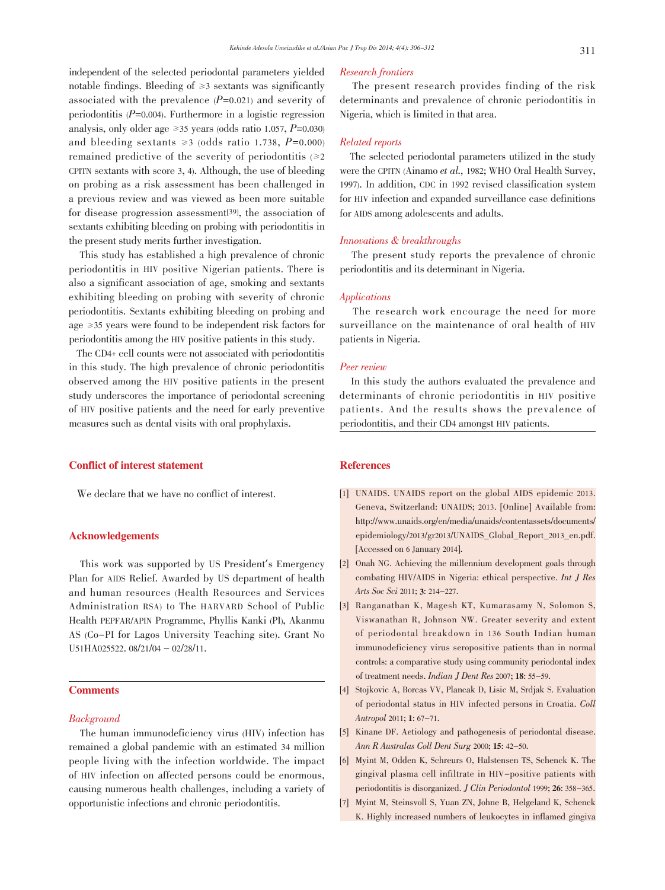independent of the selected periodontal parameters yielded notable findings. Bleeding of ⩾3 sextants was significantly associated with the prevalence ($P$=0.021) and severity of periodontitis ($P$=0.004). Furthermore in a logistic regression analysis, only older age ⩾35 years (odds ratio 1.057, $P$=0.030) and bleeding sextants ⩾3 (odds ratio 1.738, $P$=0.000) remained predictive of the severity of periodontitis (⩾2 CPITN sextants with score 3, 4). Although, the use of bleeding on probing as a risk assessment has been challenged in a previous review and was viewed as been more suitable for disease progression assessment[39], the association of sextants exhibiting bleeding on probing with periodontitis in the present study merits further investigation.

This study has established a high prevalence of chronic periodontitis in HIV positive Nigerian patients. There is also a significant association of age, smoking and sextants exhibiting bleeding on probing with severity of chronic periodontitis. Sextants exhibiting bleeding on probing and age ⩾35 years were found to be independent risk factors for periodontitis among the HIV positive patients in this study.

The CD4+ cell counts were not associated with periodontitis in this study. The high prevalence of chronic periodontitis observed among the HIV positive patients in the present study underscores the importance of periodontal screening of HIV positive patients and the need for early preventive measures such as dental visits with oral prophylaxis.

## Conflict of interest statement

We declare that we have no conflict of interest.

## Acknowledgements

This work was supported by US President's Emergency Plan for AIDS Relief. Awarded by US department of health and human resources (Health Resources and Services Administration RSA) to The HARVARD School of Public Health PEPFAR/APIN Programme, Phyllis Kanki (PI), Akanmu AS (Co-PI for Lagos University Teaching site). Grant No U51HA025522. 08/21/04 – 02/28/11.

## Comments

### *Background*

The human immunodeficiency virus (HIV) infection has remained a global pandemic with an estimated 34 million people living with the infection worldwide. The impact of HIV infection on affected persons could be enormous, causing numerous health challenges, including a variety of opportunistic infections and chronic periodontitis.

### *Research frontiers*

The present research provides finding of the risk determinants and prevalence of chronic periodontitis in Nigeria, which is limited in that area.

### *Related reports*

The selected periodontal parameters utilized in the study were the CPITN (Ainamo *et al.*, 1982; WHO Oral Health Survey, 1997). In addition, CDC in 1992 revised classification system for HIV infection and expanded surveillance case definitions for AIDS among adolescents and adults.

### *Innovations & breakthroughs*

The present study reports the prevalence of chronic periodontitis and its determinant in Nigeria.

### *Applications*

The research work encourage the need for more surveillance on the maintenance of oral health of HIV patients in Nigeria.

### *Peer review*

In this study the authors evaluated the prevalence and determinants of chronic periodontitis in HIV positive patients. And the results shows the prevalence of periodontitis, and their CD4 amongst HIV patients.

## References

[1] UNAIDS. UNAIDS report on the global AIDS epidemic 2013. Geneva, Switzerland: UNAIDS; 2013. [Online] Available from: http://www.unaids.org/en/media/unaids/contentassets/documents/epidemiology/2013/gr2013/UNAIDS_Global_Report_2013_en.pdf. [Accessed on 6 January 2014].

[2] Onah NG. Achieving the millennium development goals through combating HIV/AIDS in Nigeria: ethical perspective. *Int J Res Arts Soc Sci* 2011; **3**: 214-227.

[3] Ranganathan K, Magesh KT, Kumarasamy N, Solomon S, Viswanathan R, Johnson NW. Greater severity and extent of periodontal breakdown in 136 South Indian human immunodeficiency virus seropositive patients than in normal controls: a comparative study using community periodontal index of treatment needs. *Indian J Dent Res* 2007; **18**: 55-59.

[4] Stojkovic A, Borcas VV, Plancak D, Lisic M, Srdjak S. Evaluation of periodontal status in HIV infected persons in Croatia. *Coll Antropol* 2011; **1**: 67-71.

[5] Kinane DF. Aetiology and pathogenesis of periodontal disease. *Ann R Australas Coll Dent Surg* 2000; **15**: 42-50.

[6] Myint M, Odden K, Schreurs O, Halstensen TS, Schenck K. The gingival plasma cell infiltrate in HIV-positive patients with periodontitis is disorganized. *J Clin Periodontol* 1999; **26**: 358-365.

[7] Myint M, Steinsvoll S, Yuan ZN, Johne B, Helgeland K, Schenck K. Highly increased numbers of leukocytes in inflamed gingiva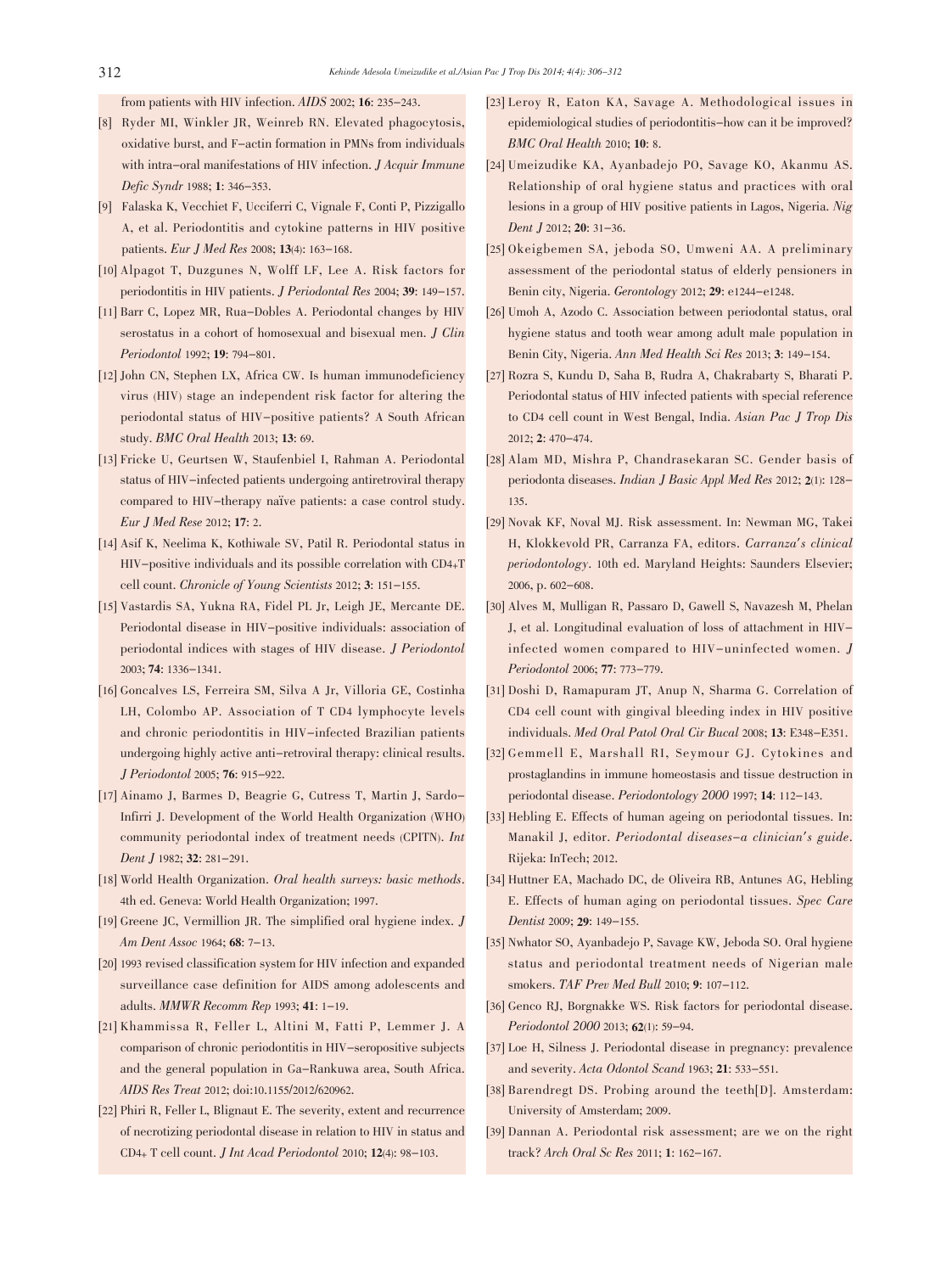from patients with HIV infection. *AIDS* 2002; **16**: 235–243.

[8] Ryder MI, Winkler JR, Weinreb RN. Elevated phagocytosis, oxidative burst, and F-actin formation in PMNs from individuals with intra-oral manifestations of HIV infection. *J Acquir Immune Defic Syndr* 1988; **1**: 346–353.

[9] Falaska K, Vecchiet F, Ucciferri C, Vignale F, Conti P, Pizzigallo A, et al. Periodontitis and cytokine patterns in HIV positive patients. *Eur J Med Res* 2008; **13**(4): 163–168.

[10] Alpagot T, Duzgunes N, Wolff LF, Lee A. Risk factors for periodontitis in HIV patients. *J Periodontal Res* 2004; **39**: 149–157.

[11] Barr C, Lopez MR, Rua-Dobles A. Periodontal changes by HIV serostatus in a cohort of homosexual and bisexual men. *J Clin Periodontol* 1992; **19**: 794–801.

[12] John CN, Stephen LX, Africa CW. Is human immunodeficiency virus (HIV) stage an independent risk factor for altering the periodontal status of HIV-positive patients? A South African study. *BMC Oral Health* 2013; **13**: 69.

[13] Fricke U, Geurtsen W, Staufenbiel I, Rahman A. Periodontal status of HIV-infected patients undergoing antiretroviral therapy compared to HIV-therapy naïve patients: a case control study. *Eur J Med Rese* 2012; **17**: 2.

[14] Asif K, Neelima K, Kothiwale SV, Patil R. Periodontal status in HIV-positive individuals and its possible correlation with CD4+T cell count. *Chronicle of Young Scientists* 2012; **3**: 151–155.

[15] Vastardis SA, Yukna RA, Fidel PL Jr, Leigh JE, Mercante DE. Periodontal disease in HIV-positive individuals: association of periodontal indices with stages of HIV disease. *J Periodontol* 2003; **74**: 1336–1341.

[16] Goncalves LS, Ferreira SM, Silva A Jr, Villoria GE, Costinha LH, Colombo AP. Association of T CD4 lymphocyte levels and chronic periodontitis in HIV-infected Brazilian patients undergoing highly active anti-retroviral therapy: clinical results. *J Periodontol* 2005; **76**: 915–922.

[17] Ainamo J, Barmes D, Beagrie G, Cutress T, Martin J, Sardo-Infirri J. Development of the World Health Organization (WHO) community periodontal index of treatment needs (CPITN). *Int Dent J* 1982; **32**: 281–291.

[18] World Health Organization. *Oral health surveys: basic methods*. 4th ed. Geneva: World Health Organization; 1997.

[19] Greene JC, Vermillion JR. The simplified oral hygiene index. *J Am Dent Assoc* 1964; **68**: 7–13.

[20] 1993 revised classification system for HIV infection and expanded surveillance case definition for AIDS among adolescents and adults. *MMWR Recomm Rep* 1993; **41**: 1–19.

[21] Khammissa R, Feller L, Altini M, Fatti P, Lemmer J. A comparison of chronic periodontitis in HIV-seropositive subjects and the general population in Ga-Rankuwa area, South Africa. *AIDS Res Treat* 2012; doi:10.1155/2012/620962.

[22] Phiri R, Feller L, Blignaut E. The severity, extent and recurrence of necrotizing periodontal disease in relation to HIV in status and CD4+ T cell count. *J Int Acad Periodontol* 2010; **12**(4): 98–103.

[23] Leroy R, Eaton KA, Savage A. Methodological issues in epidemiological studies of periodontitis-how can it be improved? *BMC Oral Health* 2010; **10**: 8.

[24] Umeizudike KA, Ayanbadejo PO, Savage KO, Akanmu AS. Relationship of oral hygiene status and practices with oral lesions in a group of HIV positive patients in Lagos, Nigeria. *Nig Dent J* 2012; **20**: 31–36.

[25] Okeigbemen SA, jeboda SO, Umweni AA. A preliminary assessment of the periodontal status of elderly pensioners in Benin city, Nigeria. *Gerontology* 2012; **29**: e1244–e1248.

[26] Umoh A, Azodo C. Association between periodontal status, oral hygiene status and tooth wear among adult male population in Benin City, Nigeria. *Ann Med Health Sci Res* 2013; **3**: 149–154.

[27] Rozra S, Kundu D, Saha B, Rudra A, Chakrabarty S, Bharati P. Periodontal status of HIV infected patients with special reference to CD4 cell count in West Bengal, India. *Asian Pac J Trop Dis* 2012; **2**: 470–474.

[28] Alam MD, Mishra P, Chandrasekaran SC. Gender basis of periodonta diseases. *Indian J Basic Appl Med Res* 2012; **2**(1): 128–135.

[29] Novak KF, Noval MJ. Risk assessment. In: Newman MG, Takei H, Klokkevold PR, Carranza FA, editors. *Carranza's clinical periodontology*. 10th ed. Maryland Heights: Saunders Elsevier; 2006, p. 602–608.

[30] Alves M, Mulligan R, Passaro D, Gawell S, Navazesh M, Phelan J, et al. Longitudinal evaluation of loss of attachment in HIV-infected women compared to HIV-uninfected women. *J Periodontol* 2006; **77**: 773–779.

[31] Doshi D, Ramapuram JT, Anup N, Sharma G. Correlation of CD4 cell count with gingival bleeding index in HIV positive individuals. *Med Oral Patol Oral Cir Bucal* 2008; **13**: E348–E351.

[32] Gemmell E, Marshall RI, Seymour GJ. Cytokines and prostaglandins in immune homeostasis and tissue destruction in periodontal disease. *Periodontology 2000* 1997; **14**: 112–143.

[33] Hebling E. Effects of human ageing on periodontal tissues. In: Manakil J, editor. *Periodontal diseases–a clinician's guide*. Rijeka: InTech; 2012.

[34] Huttner EA, Machado DC, de Oliveira RB, Antunes AG, Hebling E. Effects of human aging on periodontal tissues. *Spec Care Dentist* 2009; **29**: 149–155.

[35] Nwhator SO, Ayanbadejo P, Savage KW, Jeboda SO. Oral hygiene status and periodontal treatment needs of Nigerian male smokers. *TAF Prev Med Bull* 2010; **9**: 107–112.

[36] Genco RJ, Borgnakke WS. Risk factors for periodontal disease. *Periodontol 2000* 2013; **62**(1): 59–94.

[37] Loe H, Silness J. Periodontal disease in pregnancy: prevalence and severity. *Acta Odontol Scand* 1963; **21**: 533–551.

[38] Barendregt DS. Probing around the teeth[D]. Amsterdam: University of Amsterdam; 2009.

[39] Dannan A. Periodontal risk assessment; are we on the right track? *Arch Oral Sc Res* 2011; **1**: 162–167.